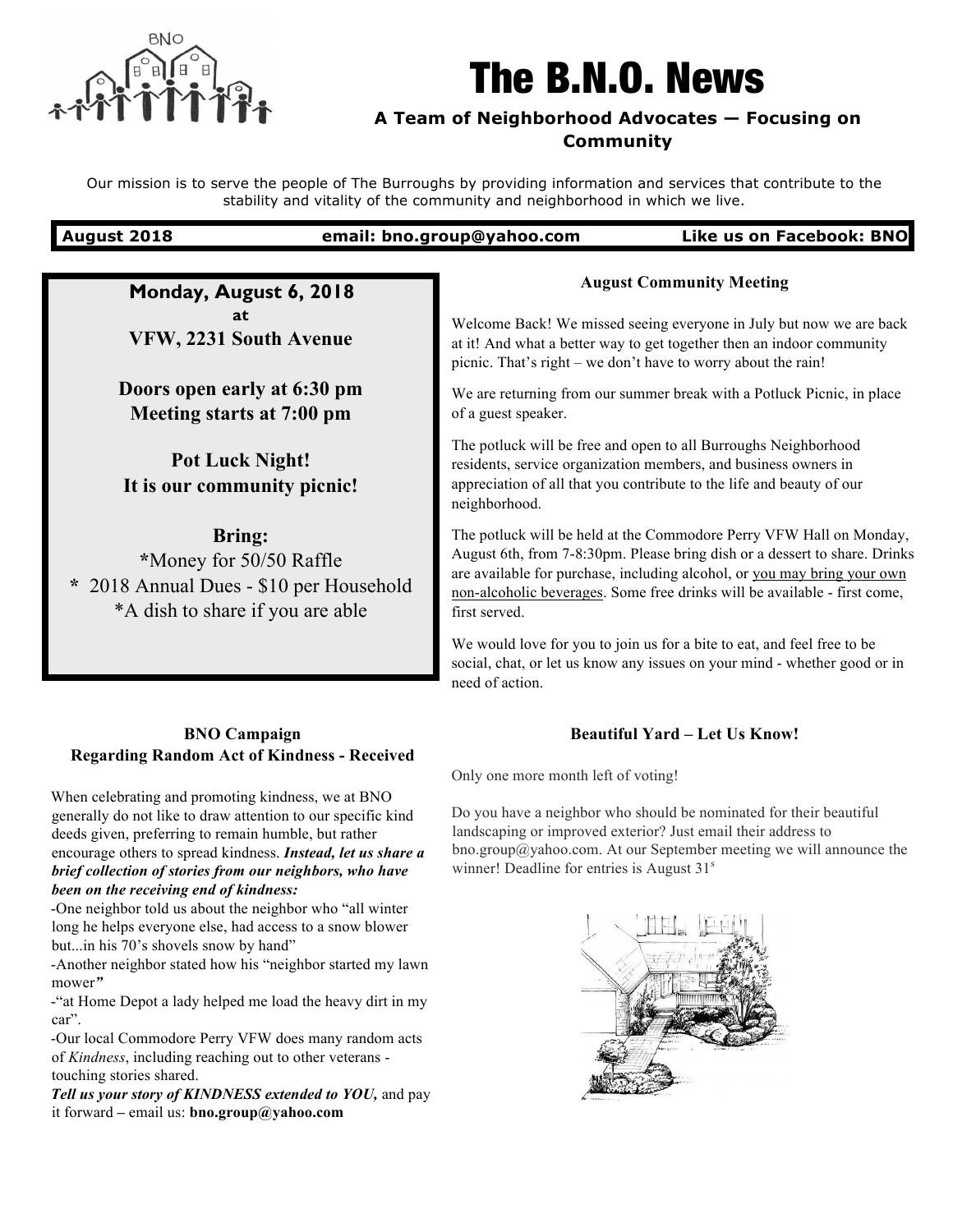# The B.N.O. News

**A Team of Neighborhood Advocates — Focusing on Community**

Our mission is to serve the people of The Burroughs by providing information and services that contribute to the stability and vitality of the community and neighborhood in which we live.

**August 2018** | **email: bno.group@yahoo.com** | **Like us on Facebook: BNO**

---

**Monday, August 6, 2018**
**at**
**VFW, 2231 South Avenue**

**Doors open early at 6:30 pm**
**Meeting starts at 7:00 pm**

**Pot Luck Night!**
**It is our community picnic!**

**Bring:**
*Money for 50/50 Raffle
* 2018 Annual Dues - $10 per Household
*A dish to share if you are able

### August Community Meeting

Welcome Back! We missed seeing everyone in July but now we are back at it! And what a better way to get together then an indoor community picnic. That's right – we don't have to worry about the rain!

We are returning from our summer break with a Potluck Picnic, in place of a guest speaker.

The potluck will be free and open to all Burroughs Neighborhood residents, service organization members, and business owners in appreciation of all that you contribute to the life and beauty of our neighborhood.

The potluck will be held at the Commodore Perry VFW Hall on Monday, August 6th, from 7-8:30pm. Please bring dish or a dessert to share. Drinks are available for purchase, including alcohol, or you may bring your own non-alcoholic beverages. Some free drinks will be available - first come, first served.

We would love for you to join us for a bite to eat, and feel free to be social, chat, or let us know any issues on your mind - whether good or in need of action.

### BNO Campaign Regarding Random Act of Kindness - Received

When celebrating and promoting kindness, we at BNO generally do not like to draw attention to our specific kind deeds given, preferring to remain humble, but rather encourage others to spread kindness. ***Instead, let us share a brief collection of stories from our neighbors, who have been on the receiving end of kindness:***

-One neighbor told us about the neighbor who "all winter long he helps everyone else, had access to a snow blower but...in his 70's shovels snow by hand"

-Another neighbor stated how his "neighbor started my lawn mower*"*

-"at Home Depot a lady helped me load the heavy dirt in my car".

-Our local Commodore Perry VFW does many random acts of *Kindness*, including reaching out to other veterans - touching stories shared.

***Tell us your story of KINDNESS extended to YOU,*** and pay it forward **–** email us: **bno.group@yahoo.com**

### Beautiful Yard – Let Us Know!

Only one more month left of voting!

Do you have a neighbor who should be nominated for their beautiful landscaping or improved exterior? Just email their address to bno.group@yahoo.com. At our September meeting we will announce the winner! Deadline for entries is August 31st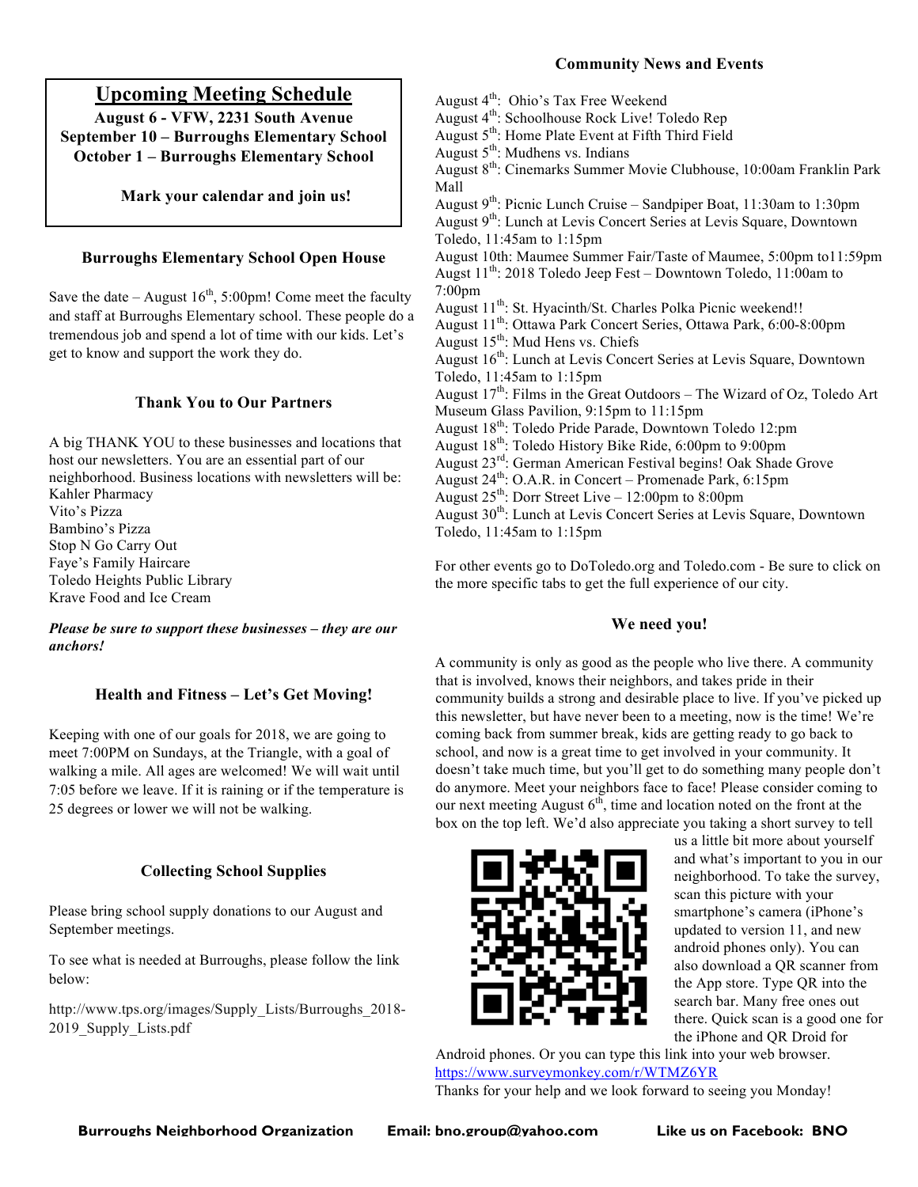## Upcoming Meeting Schedule

**August 6 - VFW, 2231 South Avenue**
**September 10 – Burroughs Elementary School**
**October 1 – Burroughs Elementary School**

**Mark your calendar and join us!**

### Burroughs Elementary School Open House

Save the date – August 16th, 5:00pm! Come meet the faculty and staff at Burroughs Elementary school. These people do a tremendous job and spend a lot of time with our kids. Let's get to know and support the work they do.

### Thank You to Our Partners

A big THANK YOU to these businesses and locations that host our newsletters. You are an essential part of our neighborhood. Business locations with newsletters will be:

Kahler Pharmacy
Vito's Pizza
Bambino's Pizza
Stop N Go Carry Out
Faye's Family Haircare
Toledo Heights Public Library
Krave Food and Ice Cream

***Please be sure to support these businesses – they are our anchors!***

### Health and Fitness – Let's Get Moving!

Keeping with one of our goals for 2018, we are going to meet 7:00PM on Sundays, at the Triangle, with a goal of walking a mile. All ages are welcomed! We will wait until 7:05 before we leave. If it is raining or if the temperature is 25 degrees or lower we will not be walking.

### Collecting School Supplies

Please bring school supply donations to our August and September meetings.

To see what is needed at Burroughs, please follow the link below:

http://www.tps.org/images/Supply_Lists/Burroughs_2018-2019_Supply_Lists.pdf

### Community News and Events

August 4th: Ohio's Tax Free Weekend
August 4th: Schoolhouse Rock Live! Toledo Rep
August 5th: Home Plate Event at Fifth Third Field
August 5th: Mudhens vs. Indians
August 8th: Cinemarks Summer Movie Clubhouse, 10:00am Franklin Park Mall
August 9th: Picnic Lunch Cruise – Sandpiper Boat, 11:30am to 1:30pm
August 9th: Lunch at Levis Concert Series at Levis Square, Downtown Toledo, 11:45am to 1:15pm
August 10th: Maumee Summer Fair/Taste of Maumee, 5:00pm to11:59pm
Augst 11th: 2018 Toledo Jeep Fest – Downtown Toledo, 11:00am to 7:00pm
August 11th: St. Hyacinth/St. Charles Polka Picnic weekend!!
August 11th: Ottawa Park Concert Series, Ottawa Park, 6:00-8:00pm
August 15th: Mud Hens vs. Chiefs
August 16th: Lunch at Levis Concert Series at Levis Square, Downtown Toledo, 11:45am to 1:15pm
August 17th: Films in the Great Outdoors – The Wizard of Oz, Toledo Art Museum Glass Pavilion, 9:15pm to 11:15pm
August 18th: Toledo Pride Parade, Downtown Toledo 12:pm
August 18th: Toledo History Bike Ride, 6:00pm to 9:00pm
August 23rd: German American Festival begins! Oak Shade Grove
August 24th: O.A.R. in Concert – Promenade Park, 6:15pm
August 25th: Dorr Street Live – 12:00pm to 8:00pm
August 30th: Lunch at Levis Concert Series at Levis Square, Downtown Toledo, 11:45am to 1:15pm

For other events go to DoToledo.org and Toledo.com - Be sure to click on the more specific tabs to get the full experience of our city.

### We need you!

A community is only as good as the people who live there. A community that is involved, knows their neighbors, and takes pride in their community builds a strong and desirable place to live. If you've picked up this newsletter, but have never been to a meeting, now is the time! We're coming back from summer break, kids are getting ready to go back to school, and now is a great time to get involved in your community. It doesn't take much time, but you'll get to do something many people don't do anymore. Meet your neighbors face to face! Please consider coming to our next meeting August 6th, time and location noted on the front at the box on the top left. We'd also appreciate you taking a short survey to tell us a little bit more about yourself and what's important to you in our neighborhood. To take the survey, scan this picture with your smartphone's camera (iPhone's updated to version 11, and new android phones only). You can also download a QR scanner from the App store. Type QR into the search bar. Many free ones out there. Quick scan is a good one for the iPhone and QR Droid for Android phones. Or you can type this link into your web browser. https://www.surveymonkey.com/r/WTMZ6YR

Thanks for your help and we look forward to seeing you Monday!

**Burroughs Neighborhood Organization Email: bno.group@yahoo.com Like us on Facebook: BNO**